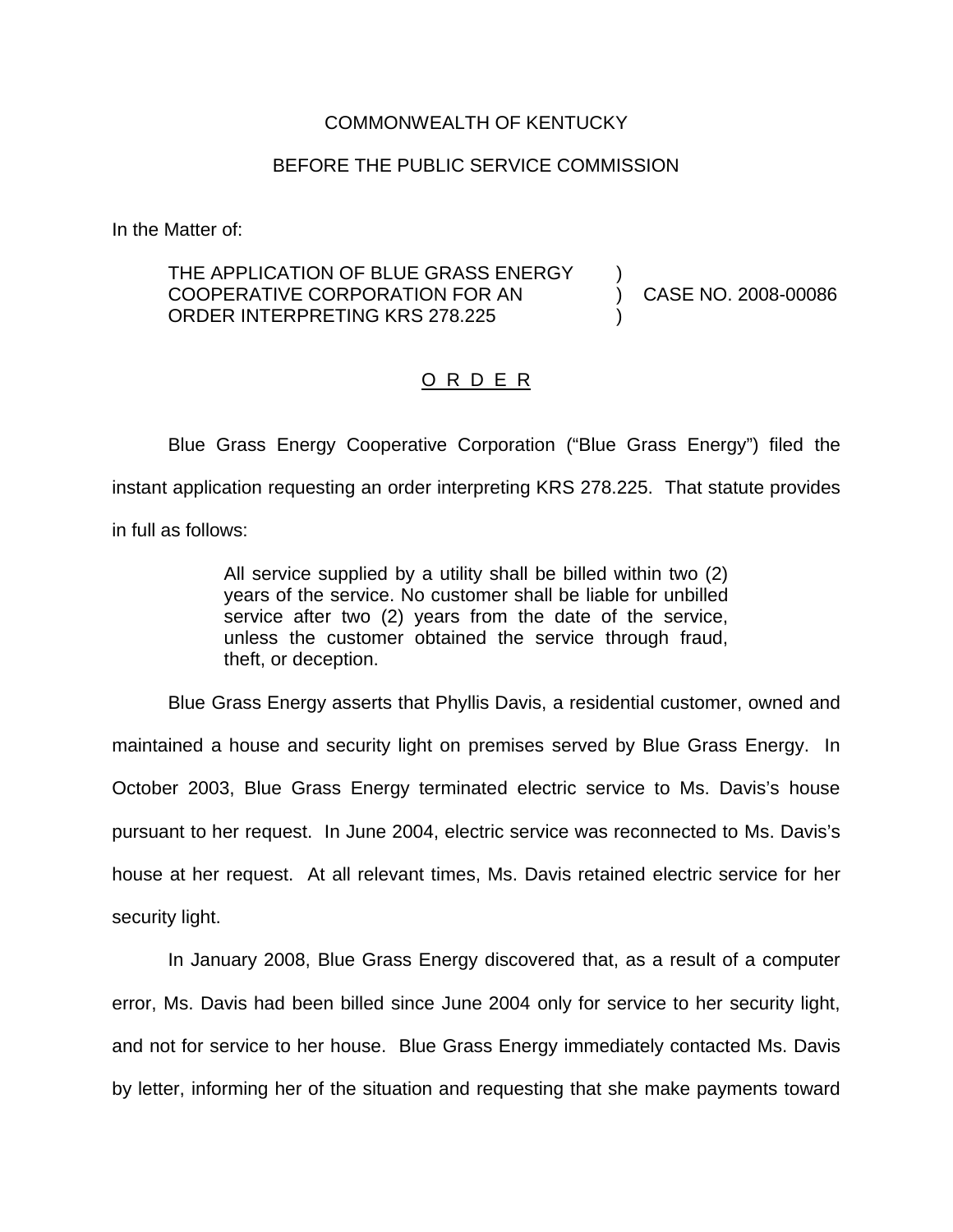COMMONWEALTH OF KENTUCKY

BEFORE THE PUBLIC SERVICE COMMISSION

In the Matter of:

| | | |
|---|---|---|
| THE APPLICATION OF BLUE GRASS ENERGY COOPERATIVE CORPORATION FOR AN ORDER INTERPRETING KRS 278.225 | ) ) ) | CASE NO. 2008-00086 |

## O R D E R

Blue Grass Energy Cooperative Corporation ("Blue Grass Energy") filed the instant application requesting an order interpreting KRS 278.225. That statute provides in full as follows:

> All service supplied by a utility shall be billed within two (2) years of the service. No customer shall be liable for unbilled service after two (2) years from the date of the service, unless the customer obtained the service through fraud, theft, or deception.

Blue Grass Energy asserts that Phyllis Davis, a residential customer, owned and maintained a house and security light on premises served by Blue Grass Energy. In October 2003, Blue Grass Energy terminated electric service to Ms. Davis's house pursuant to her request. In June 2004, electric service was reconnected to Ms. Davis's house at her request. At all relevant times, Ms. Davis retained electric service for her security light.

In January 2008, Blue Grass Energy discovered that, as a result of a computer error, Ms. Davis had been billed since June 2004 only for service to her security light, and not for service to her house. Blue Grass Energy immediately contacted Ms. Davis by letter, informing her of the situation and requesting that she make payments toward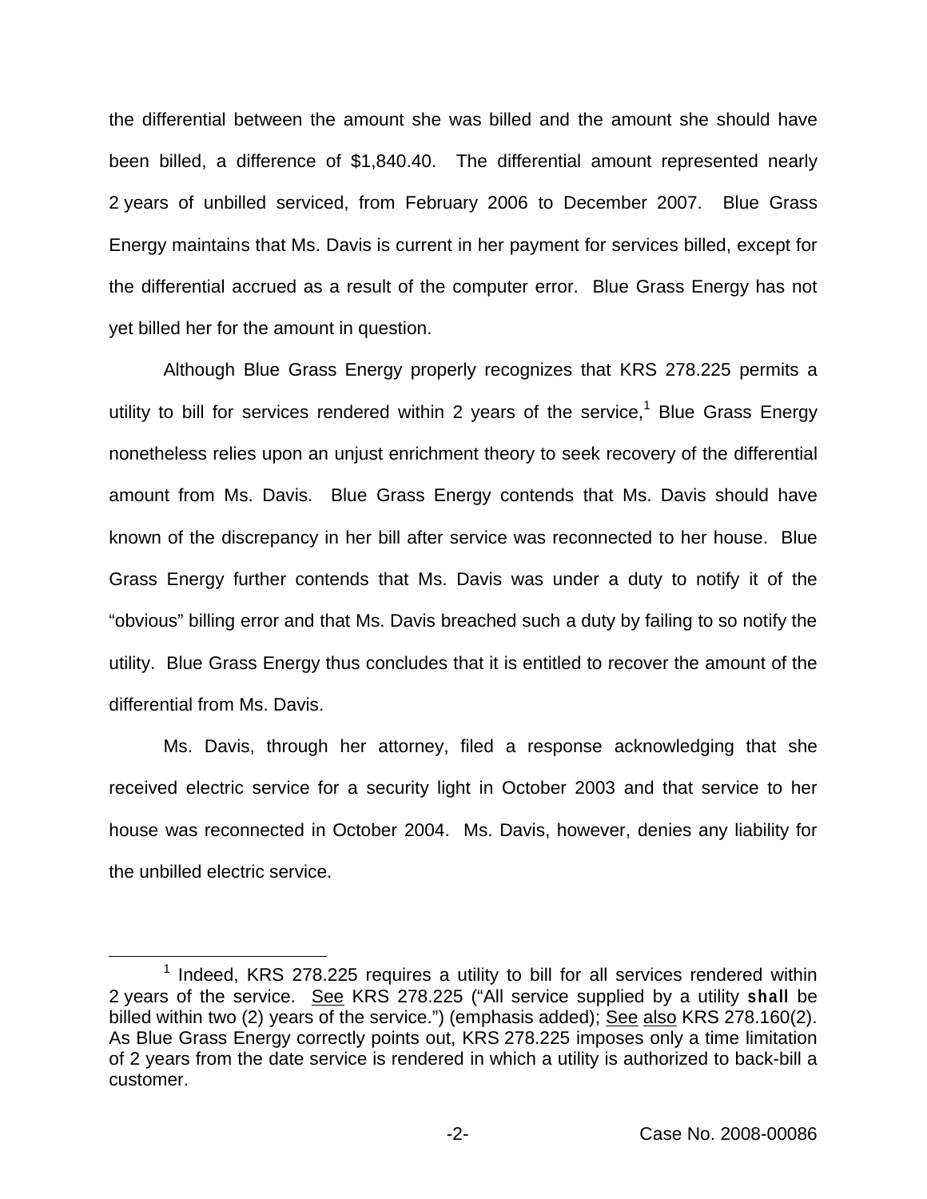the differential between the amount she was billed and the amount she should have been billed, a difference of $1,840.40. The differential amount represented nearly 2 years of unbilled serviced, from February 2006 to December 2007. Blue Grass Energy maintains that Ms. Davis is current in her payment for services billed, except for the differential accrued as a result of the computer error. Blue Grass Energy has not yet billed her for the amount in question.

Although Blue Grass Energy properly recognizes that KRS 278.225 permits a utility to bill for services rendered within 2 years of the service,[1] Blue Grass Energy nonetheless relies upon an unjust enrichment theory to seek recovery of the differential amount from Ms. Davis. Blue Grass Energy contends that Ms. Davis should have known of the discrepancy in her bill after service was reconnected to her house. Blue Grass Energy further contends that Ms. Davis was under a duty to notify it of the "obvious" billing error and that Ms. Davis breached such a duty by failing to so notify the utility. Blue Grass Energy thus concludes that it is entitled to recover the amount of the differential from Ms. Davis.

Ms. Davis, through her attorney, filed a response acknowledging that she received electric service for a security light in October 2003 and that service to her house was reconnected in October 2004. Ms. Davis, however, denies any liability for the unbilled electric service.

---

[1] Indeed, KRS 278.225 requires a utility to bill for all services rendered within 2 years of the service. See KRS 278.225 ("All service supplied by a utility **shall** be billed within two (2) years of the service.") (emphasis added); See also KRS 278.160(2). As Blue Grass Energy correctly points out, KRS 278.225 imposes only a time limitation of 2 years from the date service is rendered in which a utility is authorized to back-bill a customer.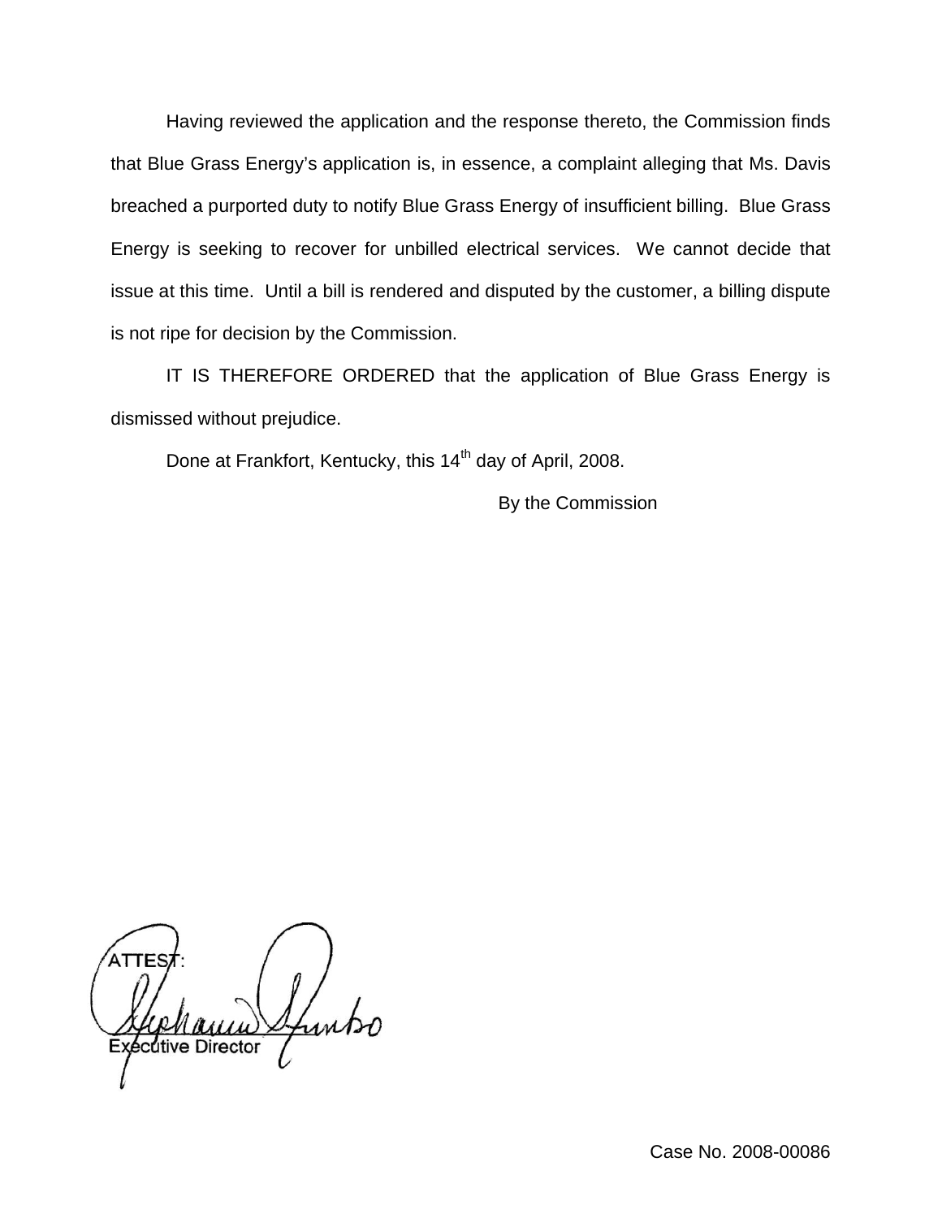Having reviewed the application and the response thereto, the Commission finds that Blue Grass Energy's application is, in essence, a complaint alleging that Ms. Davis breached a purported duty to notify Blue Grass Energy of insufficient billing. Blue Grass Energy is seeking to recover for unbilled electrical services. We cannot decide that issue at this time. Until a bill is rendered and disputed by the customer, a billing dispute is not ripe for decision by the Commission.

IT IS THEREFORE ORDERED that the application of Blue Grass Energy is dismissed without prejudice.

Done at Frankfort, Kentucky, this 14th day of April, 2008.

By the Commission

ATTEST:

Executive Director

Case No. 2008-00086